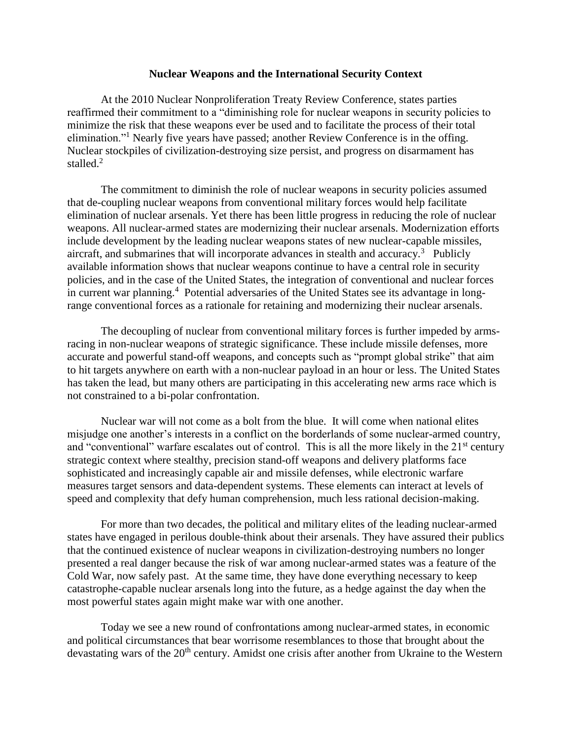**Nuclear Weapons and the International Security Context**

At the 2010 Nuclear Nonproliferation Treaty Review Conference, states parties reaffirmed their commitment to a "diminishing role for nuclear weapons in security policies to minimize the risk that these weapons ever be used and to facilitate the process of their total elimination."[1] Nearly five years have passed; another Review Conference is in the offing. Nuclear stockpiles of civilization-destroying size persist, and progress on disarmament has stalled.[2]

The commitment to diminish the role of nuclear weapons in security policies assumed that de-coupling nuclear weapons from conventional military forces would help facilitate elimination of nuclear arsenals. Yet there has been little progress in reducing the role of nuclear weapons. All nuclear-armed states are modernizing their nuclear arsenals. Modernization efforts include development by the leading nuclear weapons states of new nuclear-capable missiles, aircraft, and submarines that will incorporate advances in stealth and accuracy.[3] Publicly available information shows that nuclear weapons continue to have a central role in security policies, and in the case of the United States, the integration of conventional and nuclear forces in current war planning.[4] Potential adversaries of the United States see its advantage in long-range conventional forces as a rationale for retaining and modernizing their nuclear arsenals.

The decoupling of nuclear from conventional military forces is further impeded by arms-racing in non-nuclear weapons of strategic significance. These include missile defenses, more accurate and powerful stand-off weapons, and concepts such as "prompt global strike" that aim to hit targets anywhere on earth with a non-nuclear payload in an hour or less. The United States has taken the lead, but many others are participating in this accelerating new arms race which is not constrained to a bi-polar confrontation.

Nuclear war will not come as a bolt from the blue. It will come when national elites misjudge one another's interests in a conflict on the borderlands of some nuclear-armed country, and "conventional" warfare escalates out of control. This is all the more likely in the 21st century strategic context where stealthy, precision stand-off weapons and delivery platforms face sophisticated and increasingly capable air and missile defenses, while electronic warfare measures target sensors and data-dependent systems. These elements can interact at levels of speed and complexity that defy human comprehension, much less rational decision-making.

For more than two decades, the political and military elites of the leading nuclear-armed states have engaged in perilous double-think about their arsenals. They have assured their publics that the continued existence of nuclear weapons in civilization-destroying numbers no longer presented a real danger because the risk of war among nuclear-armed states was a feature of the Cold War, now safely past. At the same time, they have done everything necessary to keep catastrophe-capable nuclear arsenals long into the future, as a hedge against the day when the most powerful states again might make war with one another.

Today we see a new round of confrontations among nuclear-armed states, in economic and political circumstances that bear worrisome resemblances to those that brought about the devastating wars of the 20th century. Amidst one crisis after another from Ukraine to the Western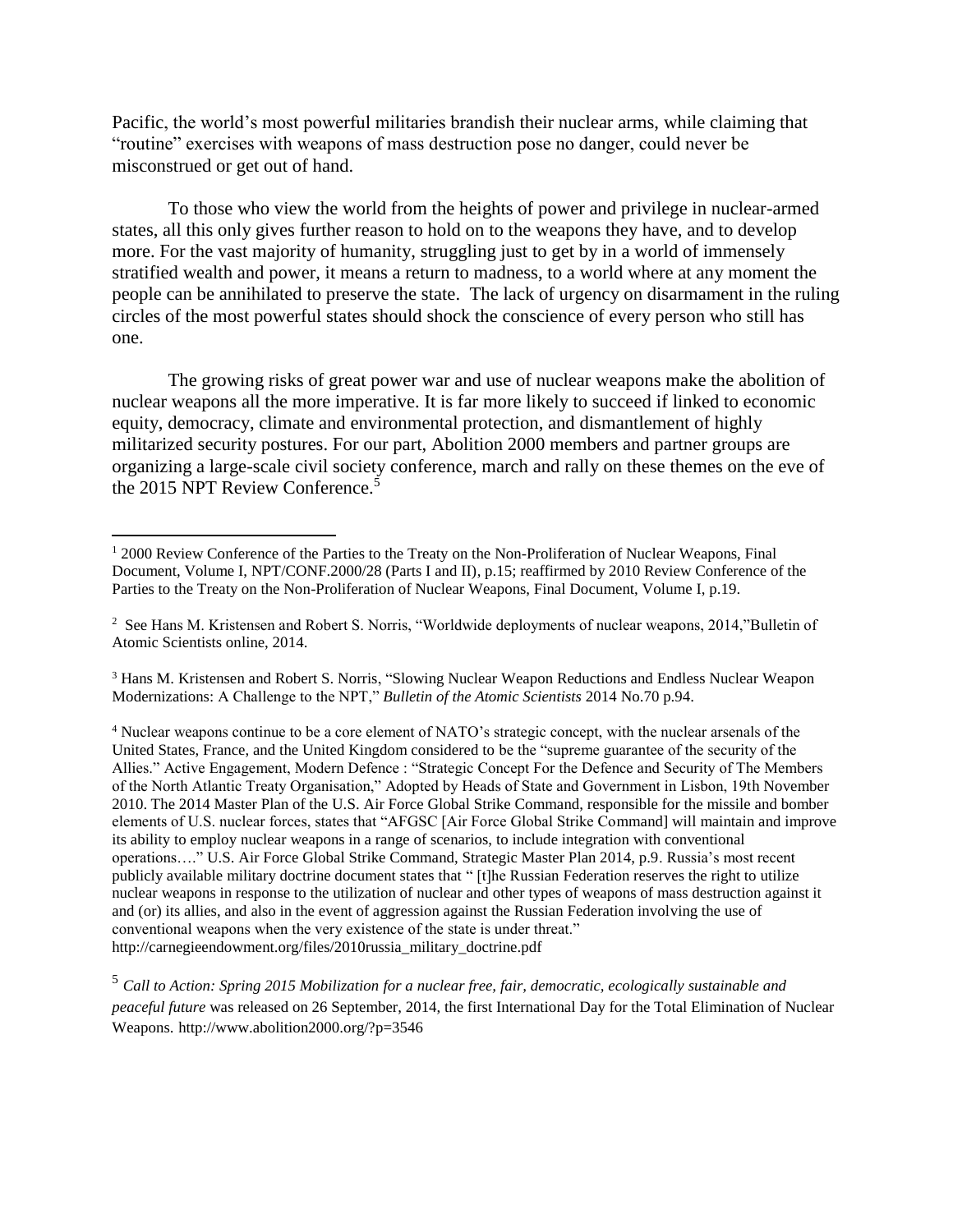Pacific, the world's most powerful militaries brandish their nuclear arms, while claiming that "routine" exercises with weapons of mass destruction pose no danger, could never be misconstrued or get out of hand.

To those who view the world from the heights of power and privilege in nuclear-armed states, all this only gives further reason to hold on to the weapons they have, and to develop more. For the vast majority of humanity, struggling just to get by in a world of immensely stratified wealth and power, it means a return to madness, to a world where at any moment the people can be annihilated to preserve the state. The lack of urgency on disarmament in the ruling circles of the most powerful states should shock the conscience of every person who still has one.

The growing risks of great power war and use of nuclear weapons make the abolition of nuclear weapons all the more imperative. It is far more likely to succeed if linked to economic equity, democracy, climate and environmental protection, and dismantlement of highly militarized security postures. For our part, Abolition 2000 members and partner groups are organizing a large-scale civil society conference, march and rally on these themes on the eve of the 2015 NPT Review Conference.[5]

---

[1] 2000 Review Conference of the Parties to the Treaty on the Non-Proliferation of Nuclear Weapons, Final Document, Volume I, NPT/CONF.2000/28 (Parts I and II), p.15; reaffirmed by 2010 Review Conference of the Parties to the Treaty on the Non-Proliferation of Nuclear Weapons, Final Document, Volume I, p.19.

[2] See Hans M. Kristensen and Robert S. Norris, "Worldwide deployments of nuclear weapons, 2014,"Bulletin of Atomic Scientists online, 2014.

[3] Hans M. Kristensen and Robert S. Norris, "Slowing Nuclear Weapon Reductions and Endless Nuclear Weapon Modernizations: A Challenge to the NPT," *Bulletin of the Atomic Scientists* 2014 No.70 p.94.

[4] Nuclear weapons continue to be a core element of NATO's strategic concept, with the nuclear arsenals of the United States, France, and the United Kingdom considered to be the "supreme guarantee of the security of the Allies." Active Engagement, Modern Defence : "Strategic Concept For the Defence and Security of The Members of the North Atlantic Treaty Organisation," Adopted by Heads of State and Government in Lisbon, 19th November 2010. The 2014 Master Plan of the U.S. Air Force Global Strike Command, responsible for the missile and bomber elements of U.S. nuclear forces, states that "AFGSC [Air Force Global Strike Command] will maintain and improve its ability to employ nuclear weapons in a range of scenarios, to include integration with conventional operations…." U.S. Air Force Global Strike Command, Strategic Master Plan 2014, p.9. Russia's most recent publicly available military doctrine document states that " [t]he Russian Federation reserves the right to utilize nuclear weapons in response to the utilization of nuclear and other types of weapons of mass destruction against it and (or) its allies, and also in the event of aggression against the Russian Federation involving the use of conventional weapons when the very existence of the state is under threat." http://carnegieendowment.org/files/2010russia_military_doctrine.pdf

[5] *Call to Action: Spring 2015 Mobilization for a nuclear free, fair, democratic, ecologically sustainable and peaceful future* was released on 26 September, 2014, the first International Day for the Total Elimination of Nuclear Weapons. http://www.abolition2000.org/?p=3546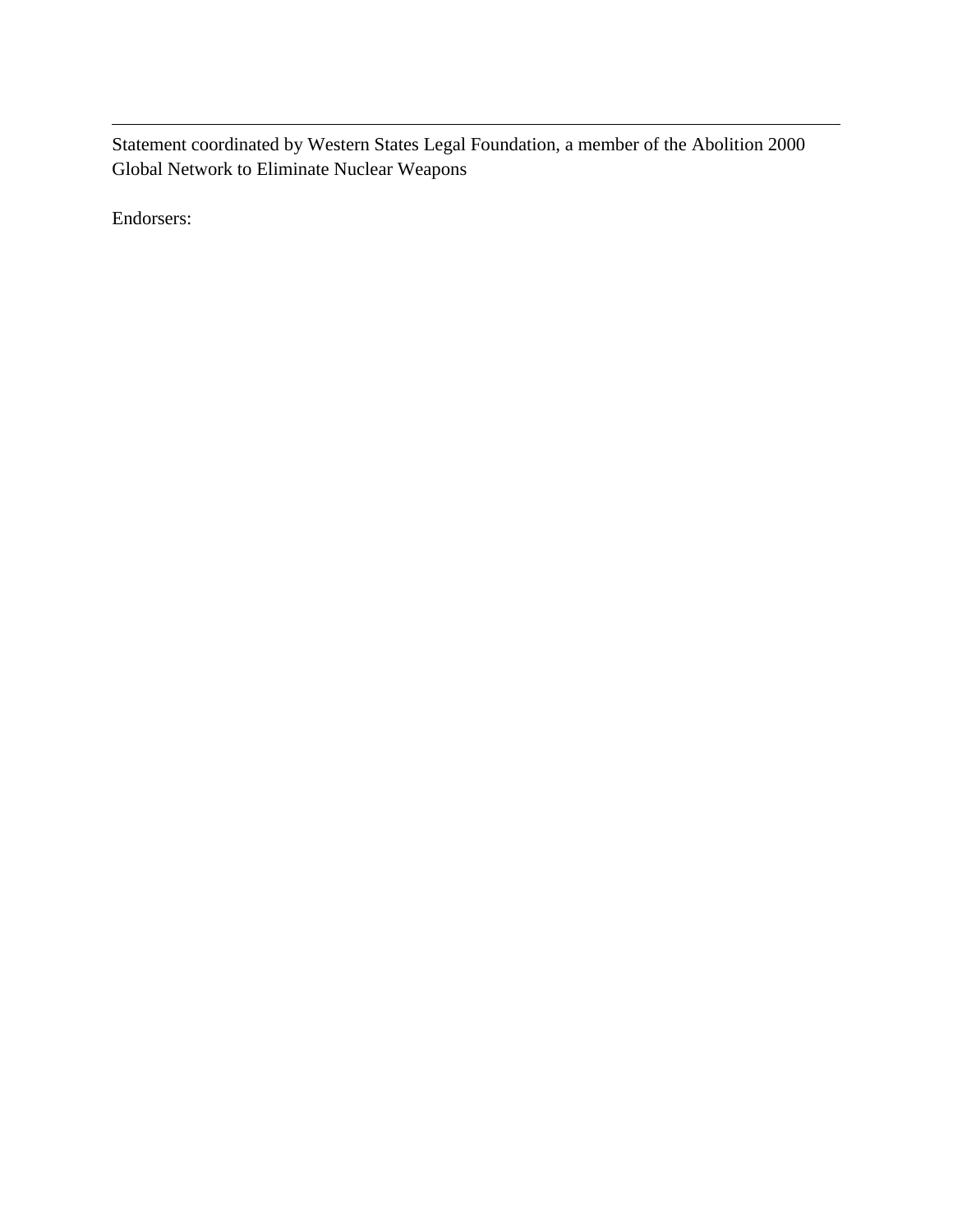---

Statement coordinated by Western States Legal Foundation, a member of the Abolition 2000 Global Network to Eliminate Nuclear Weapons

Endorsers: